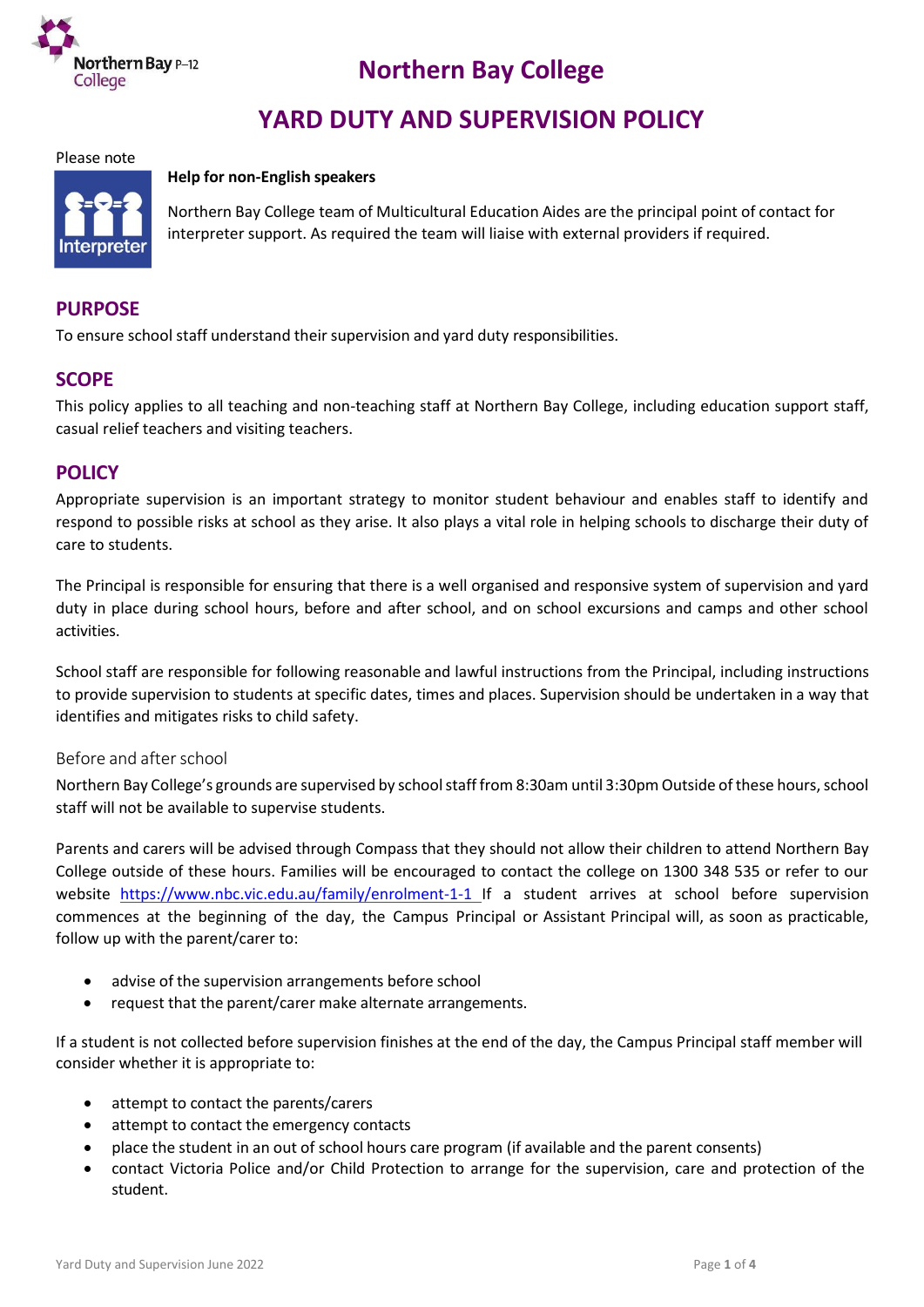# Northern Bay College

# YARD DUTY AND SUPERVISION POLICY

Please note

**Help for non-English speakers**

Northern Bay College team of Multicultural Education Aides are the principal point of contact for interpreter support. As required the team will liaise with external providers if required.

## PURPOSE

To ensure school staff understand their supervision and yard duty responsibilities.

## SCOPE

This policy applies to all teaching and non-teaching staff at Northern Bay College, including education support staff, casual relief teachers and visiting teachers.

## POLICY

Appropriate supervision is an important strategy to monitor student behaviour and enables staff to identify and respond to possible risks at school as they arise. It also plays a vital role in helping schools to discharge their duty of care to students.

The Principal is responsible for ensuring that there is a well organised and responsive system of supervision and yard duty in place during school hours, before and after school, and on school excursions and camps and other school activities.

School staff are responsible for following reasonable and lawful instructions from the Principal, including instructions to provide supervision to students at specific dates, times and places. Supervision should be undertaken in a way that identifies and mitigates risks to child safety.

### Before and after school

Northern Bay College's grounds are supervised by school staff from 8:30am until 3:30pm Outside of these hours, school staff will not be available to supervise students.

Parents and carers will be advised through Compass that they should not allow their children to attend Northern Bay College outside of these hours. Families will be encouraged to contact the college on 1300 348 535 or refer to our website https://www.nbc.vic.edu.au/family/enrolment-1-1 If a student arrives at school before supervision commences at the beginning of the day, the Campus Principal or Assistant Principal will, as soon as practicable, follow up with the parent/carer to:

- advise of the supervision arrangements before school
- request that the parent/carer make alternate arrangements.

If a student is not collected before supervision finishes at the end of the day, the Campus Principal staff member will consider whether it is appropriate to:

- attempt to contact the parents/carers
- attempt to contact the emergency contacts
- place the student in an out of school hours care program (if available and the parent consents)
- contact Victoria Police and/or Child Protection to arrange for the supervision, care and protection of the student.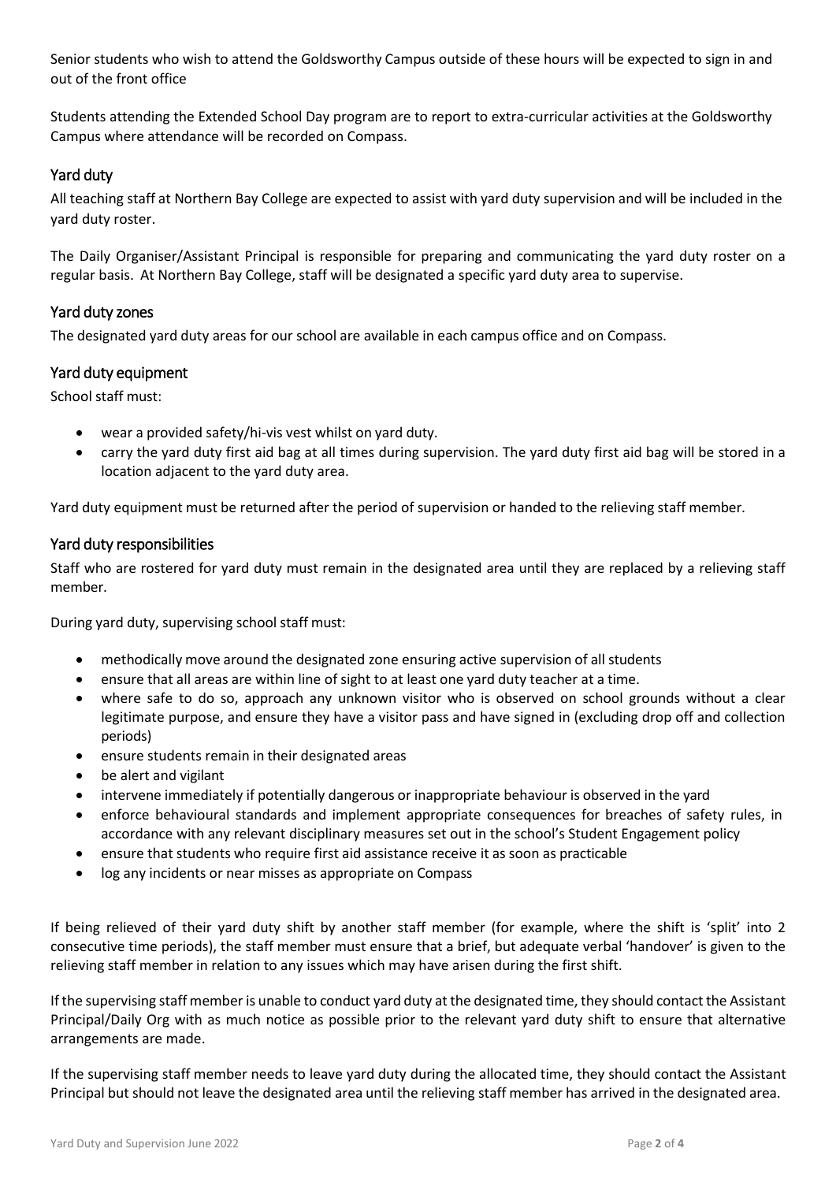Senior students who wish to attend the Goldsworthy Campus outside of these hours will be expected to sign in and out of the front office

Students attending the Extended School Day program are to report to extra-curricular activities at the Goldsworthy Campus where attendance will be recorded on Compass.

## Yard duty

All teaching staff at Northern Bay College are expected to assist with yard duty supervision and will be included in the yard duty roster.

The Daily Organiser/Assistant Principal is responsible for preparing and communicating the yard duty roster on a regular basis. At Northern Bay College, staff will be designated a specific yard duty area to supervise.

## Yard duty zones

The designated yard duty areas for our school are available in each campus office and on Compass.

## Yard duty equipment

School staff must:

- wear a provided safety/hi-vis vest whilst on yard duty.
- carry the yard duty first aid bag at all times during supervision. The yard duty first aid bag will be stored in a location adjacent to the yard duty area.

Yard duty equipment must be returned after the period of supervision or handed to the relieving staff member.

## Yard duty responsibilities

Staff who are rostered for yard duty must remain in the designated area until they are replaced by a relieving staff member.

During yard duty, supervising school staff must:

- methodically move around the designated zone ensuring active supervision of all students
- ensure that all areas are within line of sight to at least one yard duty teacher at a time.
- where safe to do so, approach any unknown visitor who is observed on school grounds without a clear legitimate purpose, and ensure they have a visitor pass and have signed in (excluding drop off and collection periods)
- ensure students remain in their designated areas
- be alert and vigilant
- intervene immediately if potentially dangerous or inappropriate behaviour is observed in the yard
- enforce behavioural standards and implement appropriate consequences for breaches of safety rules, in accordance with any relevant disciplinary measures set out in the school's Student Engagement policy
- ensure that students who require first aid assistance receive it as soon as practicable
- log any incidents or near misses as appropriate on Compass

If being relieved of their yard duty shift by another staff member (for example, where the shift is 'split' into 2 consecutive time periods), the staff member must ensure that a brief, but adequate verbal 'handover' is given to the relieving staff member in relation to any issues which may have arisen during the first shift.

If the supervising staff member is unable to conduct yard duty at the designated time, they should contact the Assistant Principal/Daily Org with as much notice as possible prior to the relevant yard duty shift to ensure that alternative arrangements are made.

If the supervising staff member needs to leave yard duty during the allocated time, they should contact the Assistant Principal but should not leave the designated area until the relieving staff member has arrived in the designated area.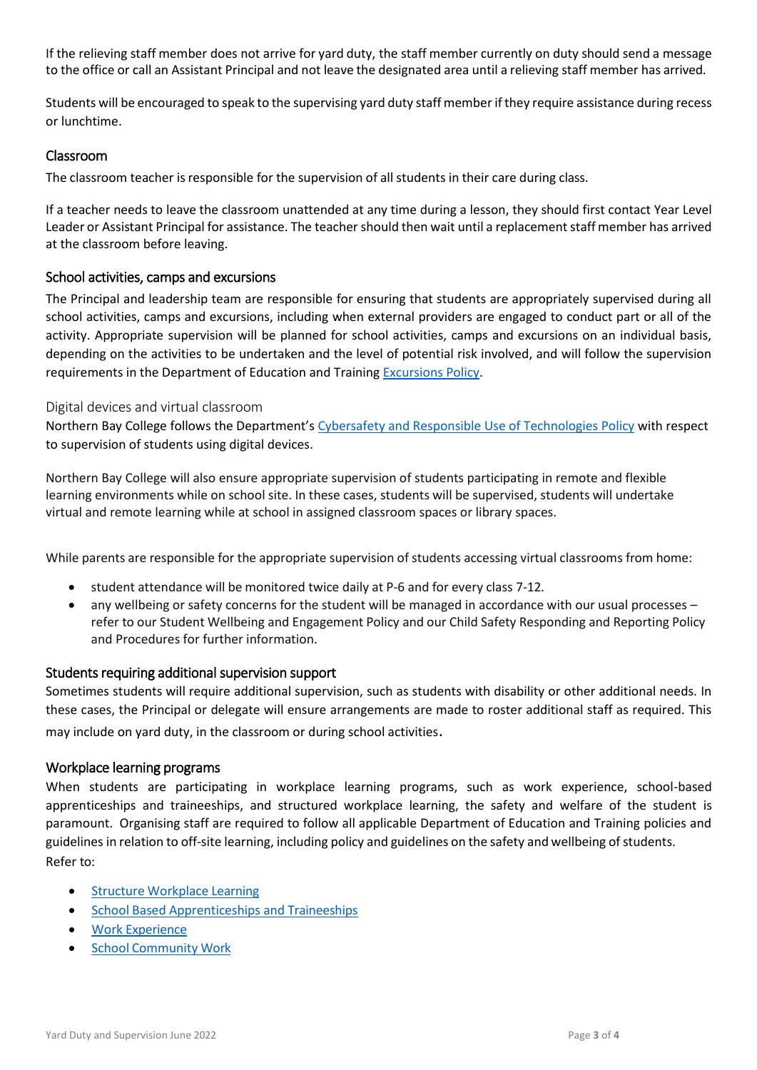If the relieving staff member does not arrive for yard duty, the staff member currently on duty should send a message to the office or call an Assistant Principal and not leave the designated area until a relieving staff member has arrived.

Students will be encouraged to speak to the supervising yard duty staff member if they require assistance during recess or lunchtime.

### Classroom

The classroom teacher is responsible for the supervision of all students in their care during class.

If a teacher needs to leave the classroom unattended at any time during a lesson, they should first contact Year Level Leader or Assistant Principal for assistance. The teacher should then wait until a replacement staff member has arrived at the classroom before leaving.

### School activities, camps and excursions

The Principal and leadership team are responsible for ensuring that students are appropriately supervised during all school activities, camps and excursions, including when external providers are engaged to conduct part or all of the activity. Appropriate supervision will be planned for school activities, camps and excursions on an individual basis, depending on the activities to be undertaken and the level of potential risk involved, and will follow the supervision requirements in the Department of Education and Training Excursions Policy.

### Digital devices and virtual classroom

Northern Bay College follows the Department's Cybersafety and Responsible Use of Technologies Policy with respect to supervision of students using digital devices.

Northern Bay College will also ensure appropriate supervision of students participating in remote and flexible learning environments while on school site. In these cases, students will be supervised, students will undertake virtual and remote learning while at school in assigned classroom spaces or library spaces.

While parents are responsible for the appropriate supervision of students accessing virtual classrooms from home:

- student attendance will be monitored twice daily at P-6 and for every class 7-12.
- any wellbeing or safety concerns for the student will be managed in accordance with our usual processes – refer to our Student Wellbeing and Engagement Policy and our Child Safety Responding and Reporting Policy and Procedures for further information.

### Students requiring additional supervision support

Sometimes students will require additional supervision, such as students with disability or other additional needs. In these cases, the Principal or delegate will ensure arrangements are made to roster additional staff as required. This may include on yard duty, in the classroom or during school activities.

### Workplace learning programs

When students are participating in workplace learning programs, such as work experience, school-based apprenticeships and traineeships, and structured workplace learning, the safety and welfare of the student is paramount. Organising staff are required to follow all applicable Department of Education and Training policies and guidelines in relation to off-site learning, including policy and guidelines on the safety and wellbeing of students.
Refer to:

- Structure Workplace Learning
- School Based Apprenticeships and Traineeships
- Work Experience
- School Community Work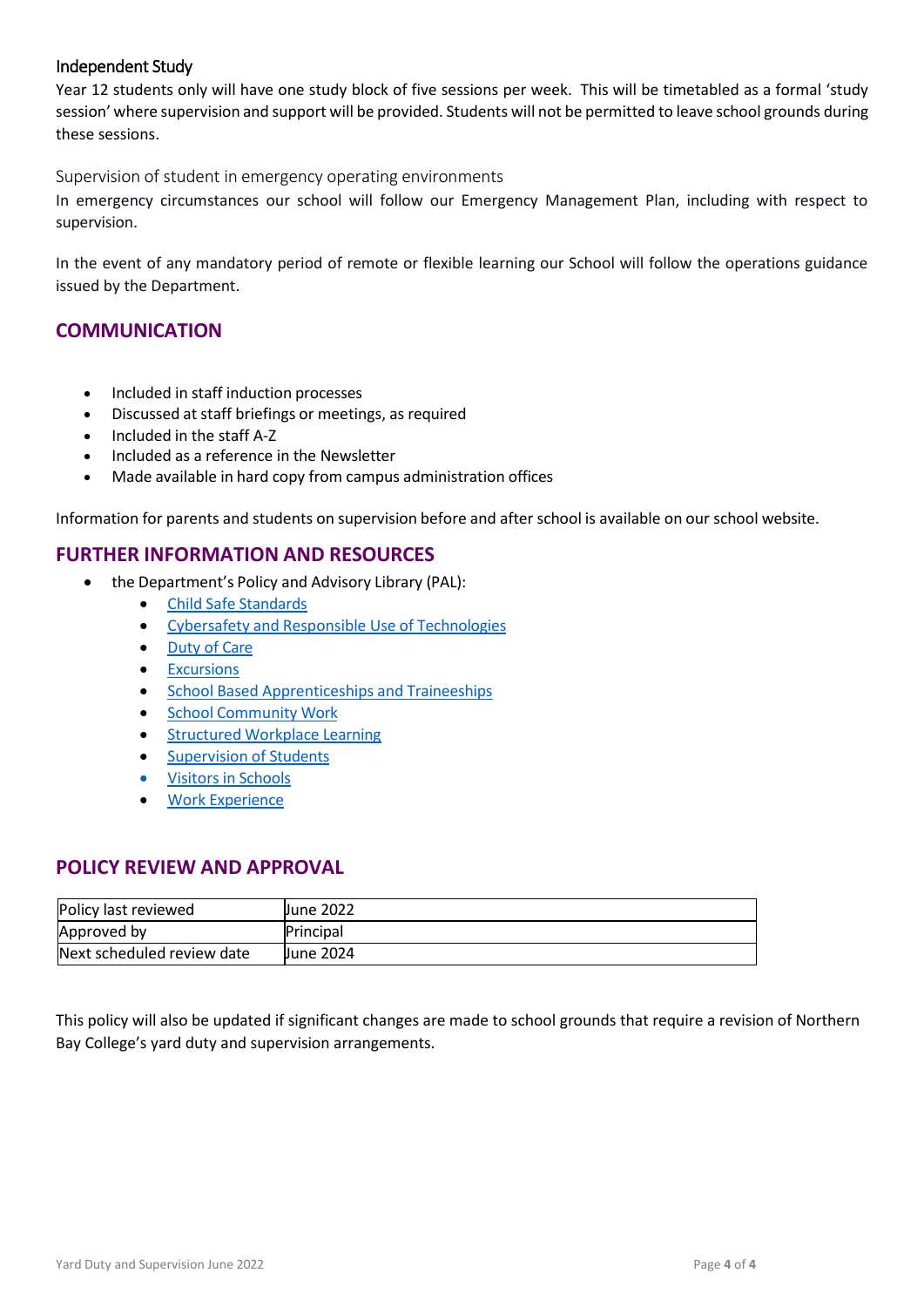### Independent Study

Year 12 students only will have one study block of five sessions per week. This will be timetabled as a formal 'study session' where supervision and support will be provided. Students will not be permitted to leave school grounds during these sessions.

### Supervision of student in emergency operating environments

In emergency circumstances our school will follow our Emergency Management Plan, including with respect to supervision.

In the event of any mandatory period of remote or flexible learning our School will follow the operations guidance issued by the Department.

## COMMUNICATION

- Included in staff induction processes
- Discussed at staff briefings or meetings, as required
- Included in the staff A-Z
- Included as a reference in the Newsletter
- Made available in hard copy from campus administration offices

Information for parents and students on supervision before and after school is available on our school website.

## FURTHER INFORMATION AND RESOURCES

- the Department's Policy and Advisory Library (PAL):
  - Child Safe Standards
  - Cybersafety and Responsible Use of Technologies
  - Duty of Care
  - Excursions
  - School Based Apprenticeships and Traineeships
  - School Community Work
  - Structured Workplace Learning
  - Supervision of Students
  - Visitors in Schools
  - Work Experience

## POLICY REVIEW AND APPROVAL

| | |
|---|---|
| Policy last reviewed | June 2022 |
| Approved by | Principal |
| Next scheduled review date | June 2024 |

This policy will also be updated if significant changes are made to school grounds that require a revision of Northern Bay College's yard duty and supervision arrangements.